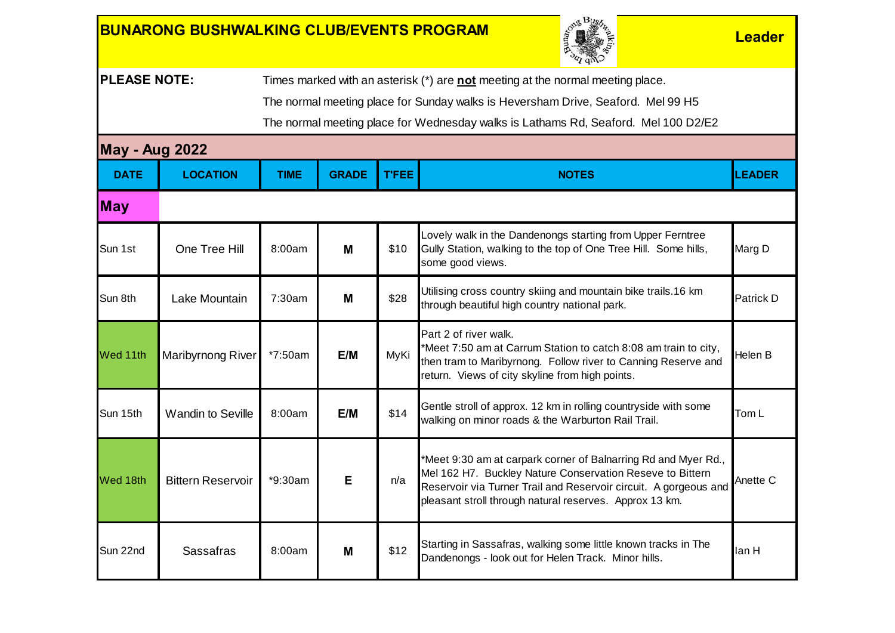# BUNARONG BUSHWALKING CLUB/EVENTS PROGRAM

**Leader**

**PLEASE NOTE:** Times marked with an asterisk (*) are **not** meeting at the normal meeting place.

The normal meeting place for Sunday walks is Heversham Drive, Seaford. Mel 99 H5

The normal meeting place for Wednesday walks is Lathams Rd, Seaford. Mel 100 D2/E2

## May - Aug 2022

| DATE | LOCATION | TIME | GRADE | T'FEE | NOTES | LEADER |
|---|---|---|---|---|---|---|
| **May** | | | | | | |
| Sun 1st | One Tree Hill | 8:00am | **M** | $10 | Lovely walk in the Dandenongs starting from Upper Ferntree Gully Station, walking to the top of One Tree Hill. Some hills, some good views. | Marg D |
| Sun 8th | Lake Mountain | 7:30am | **M** | $28 | Utilising cross country skiing and mountain bike trails.16 km through beautiful high country national park. | Patrick D |
| Wed 11th | Maribyrnong River | *7:50am | **E/M** | MyKi | Part 2 of river walk. *Meet 7:50 am at Carrum Station to catch 8:08 am train to city, then tram to Maribyrnong. Follow river to Canning Reserve and return. Views of city skyline from high points. | Helen B |
| Sun 15th | Wandin to Seville | 8:00am | **E/M** | $14 | Gentle stroll of approx. 12 km in rolling countryside with some walking on minor roads & the Warburton Rail Trail. | Tom L |
| Wed 18th | Bittern Reservoir | *9:30am | **E** | n/a | *Meet 9:30 am at carpark corner of Balnarring Rd and Myer Rd., Mel 162 H7. Buckley Nature Conservation Reseve to Bittern Reservoir via Turner Trail and Reservoir circuit. A gorgeous and pleasant stroll through natural reserves. Approx 13 km. | Anette C |
| Sun 22nd | Sassafras | 8:00am | **M** | $12 | Starting in Sassafras, walking some little known tracks in The Dandenongs - look out for Helen Track. Minor hills. | Ian H |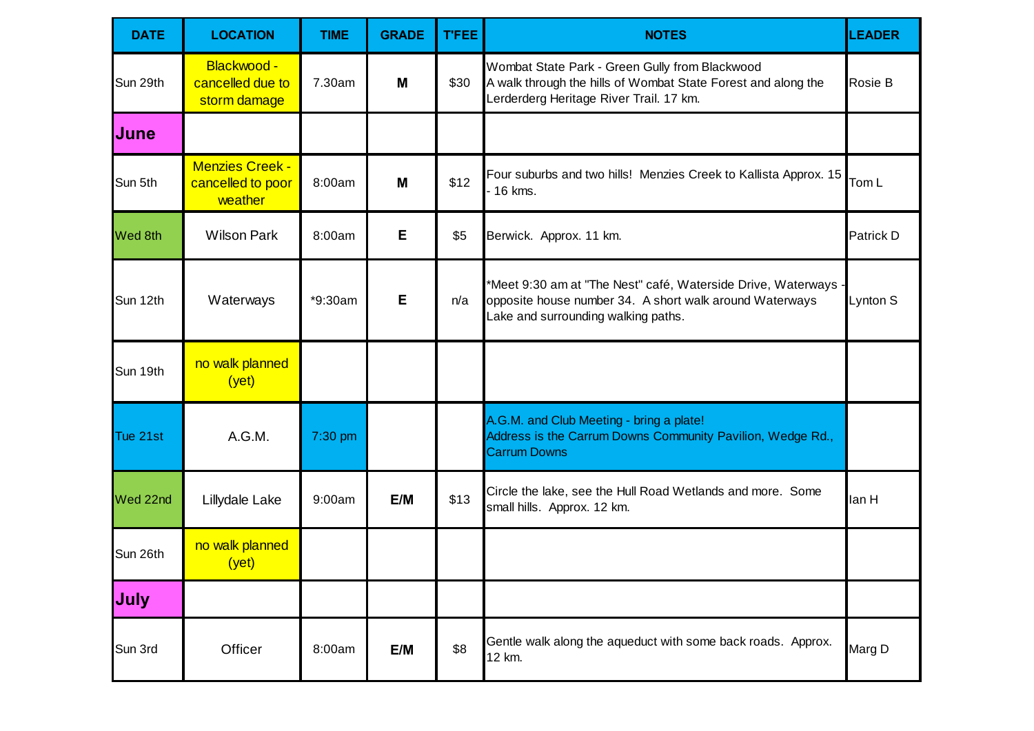| DATE | LOCATION | TIME | GRADE | T'FEE | NOTES | LEADER |
|---|---|---|---|---|---|---|
| Sun 29th | Blackwood - cancelled due to storm damage | 7.30am | **M** | $30 | Wombat State Park - Green Gully from Blackwood A walk through the hills of Wombat State Forest and along the Lerderderg Heritage River Trail. 17 km. | Rosie B |
| **June** | | | | | | |
| Sun 5th | Menzies Creek - cancelled to poor weather | 8:00am | **M** | $12 | Four suburbs and two hills! Menzies Creek to Kallista Approx. 15 - 16 kms. | Tom L |
| Wed 8th | Wilson Park | 8:00am | **E** | $5 | Berwick. Approx. 11 km. | Patrick D |
| Sun 12th | Waterways | *9:30am | **E** | n/a | *Meet 9:30 am at "The Nest" café, Waterside Drive, Waterways - opposite house number 34. A short walk around Waterways Lake and surrounding walking paths. | Lynton S |
| Sun 19th | no walk planned (yet) | | | | | |
| Tue 21st | A.G.M. | 7:30 pm | | | A.G.M. and Club Meeting - bring a plate! Address is the Carrum Downs Community Pavilion, Wedge Rd., Carrum Downs | |
| Wed 22nd | Lillydale Lake | 9:00am | **E/M** | $13 | Circle the lake, see the Hull Road Wetlands and more. Some small hills. Approx. 12 km. | Ian H |
| Sun 26th | no walk planned (yet) | | | | | |
| **July** | | | | | | |
| Sun 3rd | Officer | 8:00am | **E/M** | $8 | Gentle walk along the aqueduct with some back roads. Approx. 12 km. | Marg D |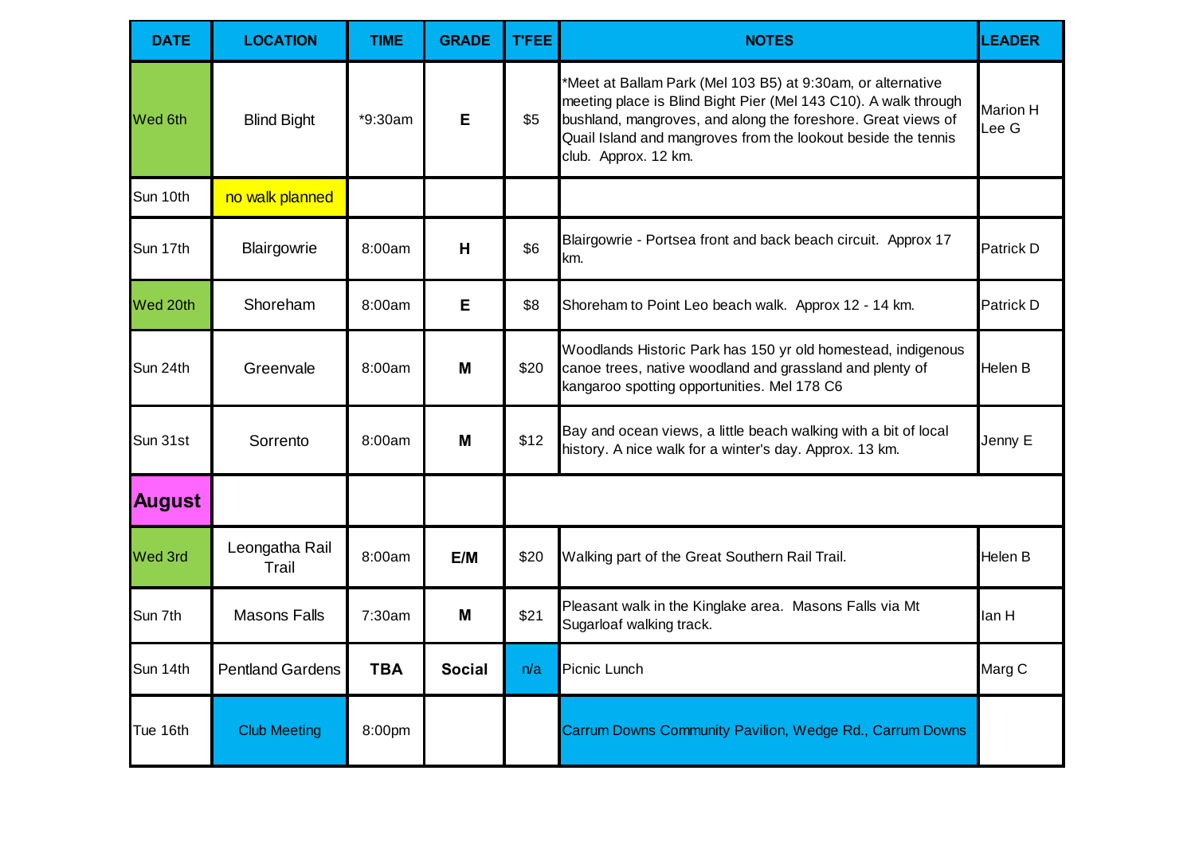| DATE | LOCATION | TIME | GRADE | T'FEE | NOTES | LEADER |
|---|---|---|---|---|---|---|
| Wed 6th | Blind Bight | *9:30am | **E** | $5 | *Meet at Ballam Park (Mel 103 B5) at 9:30am, or alternative meeting place is Blind Bight Pier (Mel 143 C10). A walk through bushland, mangroves, and along the foreshore. Great views of Quail Island and mangroves from the lookout beside the tennis club. Approx. 12 km. | Marion H<br>Lee G |
| Sun 10th | no walk planned | | | | | |
| Sun 17th | Blairgowrie | 8:00am | **H** | $6 | Blairgowrie - Portsea front and back beach circuit. Approx 17 km. | Patrick D |
| Wed 20th | Shoreham | 8:00am | **E** | $8 | Shoreham to Point Leo beach walk. Approx 12 - 14 km. | Patrick D |
| Sun 24th | Greenvale | 8:00am | **M** | $20 | Woodlands Historic Park has 150 yr old homestead, indigenous canoe trees, native woodland and grassland and plenty of kangaroo spotting opportunities. Mel 178 C6 | Helen B |
| Sun 31st | Sorrento | 8:00am | **M** | $12 | Bay and ocean views, a little beach walking with a bit of local history. A nice walk for a winter's day. Approx. 13 km. | Jenny E |
| **August** | | | | | | |
| Wed 3rd | Leongatha Rail Trail | 8:00am | **E/M** | $20 | Walking part of the Great Southern Rail Trail. | Helen B |
| Sun 7th | Masons Falls | 7:30am | **M** | $21 | Pleasant walk in the Kinglake area. Masons Falls via Mt Sugarloaf walking track. | Ian H |
| Sun 14th | Pentland Gardens | **TBA** | **Social** | n/a | Picnic Lunch | Marg C |
| Tue 16th | Club Meeting | 8:00pm | | | Carrum Downs Community Pavilion, Wedge Rd., Carrum Downs | |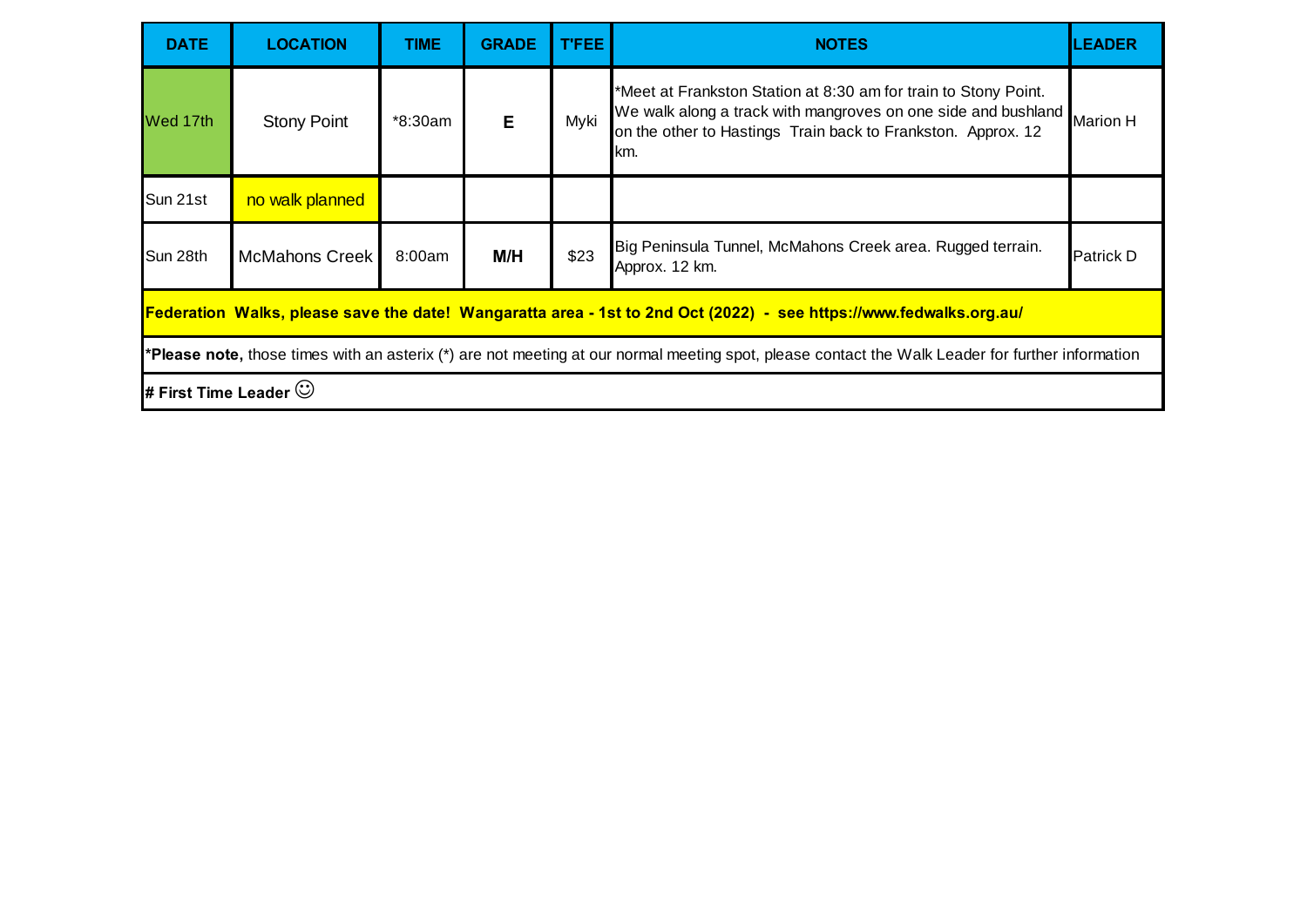| DATE | LOCATION | TIME | GRADE | T'FEE | NOTES | LEADER |
|---|---|---|---|---|---|---|
| Wed 17th | Stony Point | *8:30am | **E** | Myki | *Meet at Frankston Station at 8:30 am for train to Stony Point. We walk along a track with mangroves on one side and bushland on the other to Hastings Train back to Frankston. Approx. 12 km. | Marion H |
| Sun 21st | no walk planned | | | | | |
| Sun 28th | McMahons Creek | 8:00am | **M/H** | $23 | Big Peninsula Tunnel, McMahons Creek area. Rugged terrain. Approx. 12 km. | Patrick D |

**Federation Walks, please save the date! Wangaratta area - 1st to 2nd Oct (2022) - see https://www.fedwalks.org.au/**

***Please note,** those times with an asterix (*) are not meeting at our normal meeting spot, please contact the Walk Leader for further information

**# First Time Leader** ☺